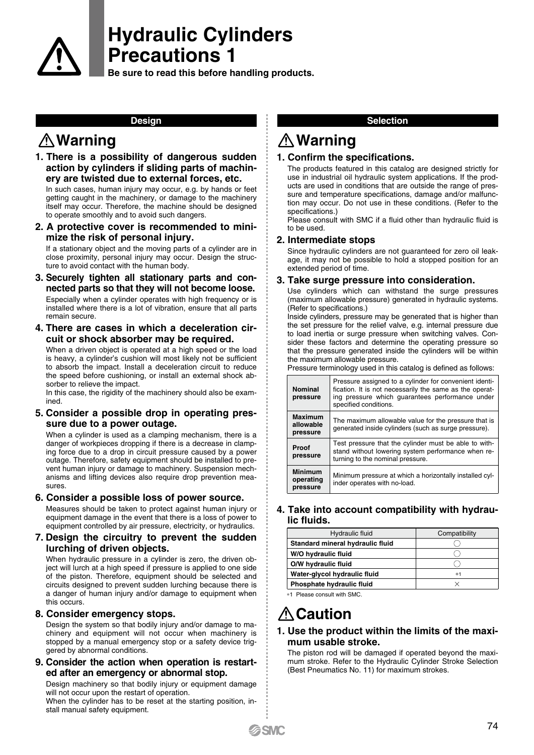# Hydraulic Cylinders Precautions 1

**Be sure to read this before handling products.**

## Design

### ⚠ Warning

**1. There is a possibility of dangerous sudden action by cylinders if sliding parts of machinery are twisted due to external forces, etc.**

In such cases, human injury may occur, e.g. by hands or feet getting caught in the machinery, or damage to the machinery itself may occur. Therefore, the machine should be designed to operate smoothly and to avoid such dangers.

**2. A protective cover is recommended to minimize the risk of personal injury.**

If a stationary object and the moving parts of a cylinder are in close proximity, personal injury may occur. Design the structure to avoid contact with the human body.

**3. Securely tighten all stationary parts and connected parts so that they will not become loose.**

Especially when a cylinder operates with high frequency or is installed where there is a lot of vibration, ensure that all parts remain secure.

**4. There are cases in which a deceleration circuit or shock absorber may be required.**

When a driven object is operated at a high speed or the load is heavy, a cylinder's cushion will most likely not be sufficient to absorb the impact. Install a deceleration circuit to reduce the speed before cushioning, or install an external shock absorber to relieve the impact.

In this case, the rigidity of the machinery should also be examined.

**5. Consider a possible drop in operating pressure due to a power outage.**

When a cylinder is used as a clamping mechanism, there is a danger of workpieces dropping if there is a decrease in clamping force due to a drop in circuit pressure caused by a power outage. Therefore, safety equipment should be installed to prevent human injury or damage to machinery. Suspension mechanisms and lifting devices also require drop prevention measures.

**6. Consider a possible loss of power source.**

Measures should be taken to protect against human injury or equipment damage in the event that there is a loss of power to equipment controlled by air pressure, electricity, or hydraulics.

**7. Design the circuitry to prevent the sudden lurching of driven objects.**

When hydraulic pressure in a cylinder is zero, the driven object will lurch at a high speed if pressure is applied to one side of the piston. Therefore, equipment should be selected and circuits designed to prevent sudden lurching because there is a danger of human injury and/or damage to equipment when this occurs.

**8. Consider emergency stops.**

Design the system so that bodily injury and/or damage to machinery and equipment will not occur when machinery is stopped by a manual emergency stop or a safety device triggered by abnormal conditions.

**9. Consider the action when operation is restarted after an emergency or abnormal stop.**

Design machinery so that bodily injury or equipment damage will not occur upon the restart of operation.

When the cylinder has to be reset at the starting position, install manual safety equipment.

## Selection

### ⚠ Warning

**1. Confirm the specifications.**

The products featured in this catalog are designed strictly for use in industrial oil hydraulic system applications. If the products are used in conditions that are outside the range of pressure and temperature specifications, damage and/or malfunction may occur. Do not use in these conditions. (Refer to the specifications.)

Please consult with SMC if a fluid other than hydraulic fluid is to be used.

**2. Intermediate stops**

Since hydraulic cylinders are not guaranteed for zero oil leakage, it may not be possible to hold a stopped position for an extended period of time.

**3. Take surge pressure into consideration.**

Use cylinders which can withstand the surge pressures (maximum allowable pressure) generated in hydraulic systems. (Refer to specifications.)

Inside cylinders, pressure may be generated that is higher than the set pressure for the relief valve, e.g. internal pressure due to load inertia or surge pressure when switching valves. Consider these factors and determine the operating pressure so that the pressure generated inside the cylinders will be within the maximum allowable pressure.

Pressure terminology used in this catalog is defined as follows:

| | |
|---|---|
| **Nominal pressure** | Pressure assigned to a cylinder for convenient identification. It is not necessarily the same as the operating pressure which guarantees performance under specified conditions. |
| **Maximum allowable pressure** | The maximum allowable value for the pressure that is generated inside cylinders (such as surge pressure). |
| **Proof pressure** | Test pressure that the cylinder must be able to withstand without lowering system performance when returning to the nominal pressure. |
| **Minimum operating pressure** | Minimum pressure at which a horizontally installed cylinder operates with no-load. |

**4. Take into account compatibility with hydraulic fluids.**

| Hydraulic fluid | Compatibility |
|---|---|
| **Standard mineral hydraulic fluid** | ○ |
| **W/O hydraulic fluid** | ○ |
| **O/W hydraulic fluid** | ○ |
| **Water-glycol hydraulic fluid** | *1 |
| **Phosphate hydraulic fluid** | × |

*1 Please consult with SMC.

### ⚠ Caution

**1. Use the product within the limits of the maximum usable stroke.**

The piston rod will be damaged if operated beyond the maximum stroke. Refer to the Hydraulic Cylinder Stroke Selection (Best Pneumatics No. 11) for maximum strokes.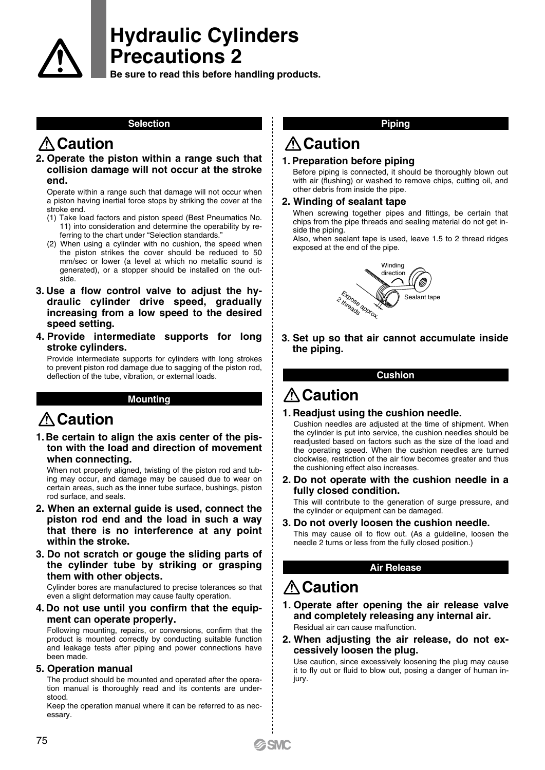# Hydraulic Cylinders Precautions 2

**Be sure to read this before handling products.**

## Selection

### ⚠ Caution

**2. Operate the piston within a range such that collision damage will not occur at the stroke end.**

Operate within a range such that damage will not occur when a piston having inertial force stops by striking the cover at the stroke end.

(1) Take load factors and piston speed (Best Pneumatics No. 11) into consideration and determine the operability by referring to the chart under "Selection standards."

(2) When using a cylinder with no cushion, the speed when the piston strikes the cover should be reduced to 50 mm/sec or lower (a level at which no metallic sound is generated), or a stopper should be installed on the outside.

**3. Use a flow control valve to adjust the hydraulic cylinder drive speed, gradually increasing from a low speed to the desired speed setting.**

**4. Provide intermediate supports for long stroke cylinders.**

Provide intermediate supports for cylinders with long strokes to prevent piston rod damage due to sagging of the piston rod, deflection of the tube, vibration, or external loads.

## Mounting

### ⚠ Caution

**1. Be certain to align the axis center of the piston with the load and direction of movement when connecting.**

When not properly aligned, twisting of the piston rod and tubing may occur, and damage may be caused due to wear on certain areas, such as the inner tube surface, bushings, piston rod surface, and seals.

**2. When an external guide is used, connect the piston rod end and the load in such a way that there is no interference at any point within the stroke.**

**3. Do not scratch or gouge the sliding parts of the cylinder tube by striking or grasping them with other objects.**

Cylinder bores are manufactured to precise tolerances so that even a slight deformation may cause faulty operation.

**4. Do not use until you confirm that the equipment can operate properly.**

Following mounting, repairs, or conversions, confirm that the product is mounted correctly by conducting suitable function and leakage tests after piping and power connections have been made.

**5. Operation manual**

The product should be mounted and operated after the operation manual is thoroughly read and its contents are understood.

Keep the operation manual where it can be referred to as necessary.

## Piping

### ⚠ Caution

**1. Preparation before piping**

Before piping is connected, it should be thoroughly blown out with air (flushing) or washed to remove chips, cutting oil, and other debris from inside the pipe.

**2. Winding of sealant tape**

When screwing together pipes and fittings, be certain that chips from the pipe threads and sealing material do not get inside the piping.

Also, when sealant tape is used, leave 1.5 to 2 thread ridges exposed at the end of the pipe.

Winding direction

Sealant tape

Expose approx. 2 threads

**3. Set up so that air cannot accumulate inside the piping.**

## Cushion

### ⚠ Caution

**1. Readjust using the cushion needle.**

Cushion needles are adjusted at the time of shipment. When the cylinder is put into service, the cushion needles should be readjusted based on factors such as the size of the load and the operating speed. When the cushion needles are turned clockwise, restriction of the air flow becomes greater and thus the cushioning effect also increases.

**2. Do not operate with the cushion needle in a fully closed condition.**

This will contribute to the generation of surge pressure, and the cylinder or equipment can be damaged.

**3. Do not overly loosen the cushion needle.**

This may cause oil to flow out. (As a guideline, loosen the needle 2 turns or less from the fully closed position.)

## Air Release

### ⚠ Caution

**1. Operate after opening the air release valve and completely releasing any internal air.**

Residual air can cause malfunction.

**2. When adjusting the air release, do not excessively loosen the plug.**

Use caution, since excessively loosening the plug may cause it to fly out or fluid to blow out, posing a danger of human injury.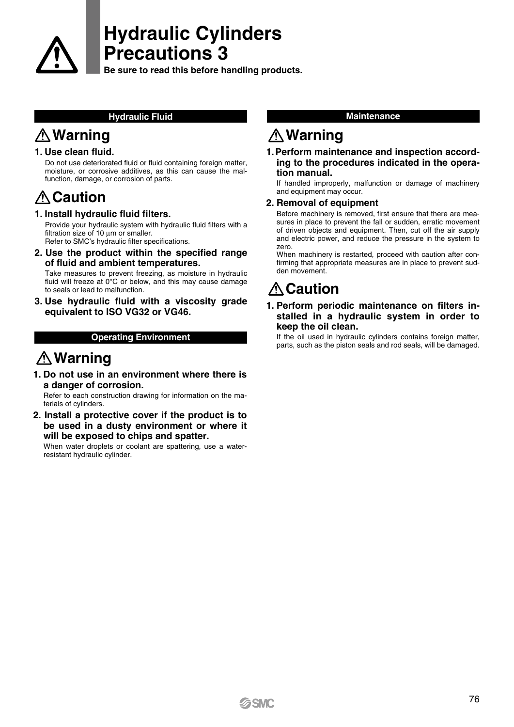# Hydraulic Cylinders Precautions 3

**Be sure to read this before handling products.**

## Hydraulic Fluid

### ⚠ Warning

**1. Use clean fluid.**

Do not use deteriorated fluid or fluid containing foreign matter, moisture, or corrosive additives, as this can cause the malfunction, damage, or corrosion of parts.

### ⚠ Caution

**1. Install hydraulic fluid filters.**

Provide your hydraulic system with hydraulic fluid filters with a filtration size of 10 μm or smaller.
Refer to SMC's hydraulic filter specifications.

**2. Use the product within the specified range of fluid and ambient temperatures.**

Take measures to prevent freezing, as moisture in hydraulic fluid will freeze at 0°C or below, and this may cause damage to seals or lead to malfunction.

**3. Use hydraulic fluid with a viscosity grade equivalent to ISO VG32 or VG46.**

## Operating Environment

### ⚠ Warning

**1. Do not use in an environment where there is a danger of corrosion.**

Refer to each construction drawing for information on the materials of cylinders.

**2. Install a protective cover if the product is to be used in a dusty environment or where it will be exposed to chips and spatter.**

When water droplets or coolant are spattering, use a water-resistant hydraulic cylinder.

## Maintenance

### ⚠ Warning

**1. Perform maintenance and inspection according to the procedures indicated in the operation manual.**

If handled improperly, malfunction or damage of machinery and equipment may occur.

**2. Removal of equipment**

Before machinery is removed, first ensure that there are measures in place to prevent the fall or sudden, erratic movement of driven objects and equipment. Then, cut off the air supply and electric power, and reduce the pressure in the system to zero.
When machinery is restarted, proceed with caution after confirming that appropriate measures are in place to prevent sudden movement.

### ⚠ Caution

**1. Perform periodic maintenance on filters installed in a hydraulic system in order to keep the oil clean.**

If the oil used in hydraulic cylinders contains foreign matter, parts, such as the piston seals and rod seals, will be damaged.